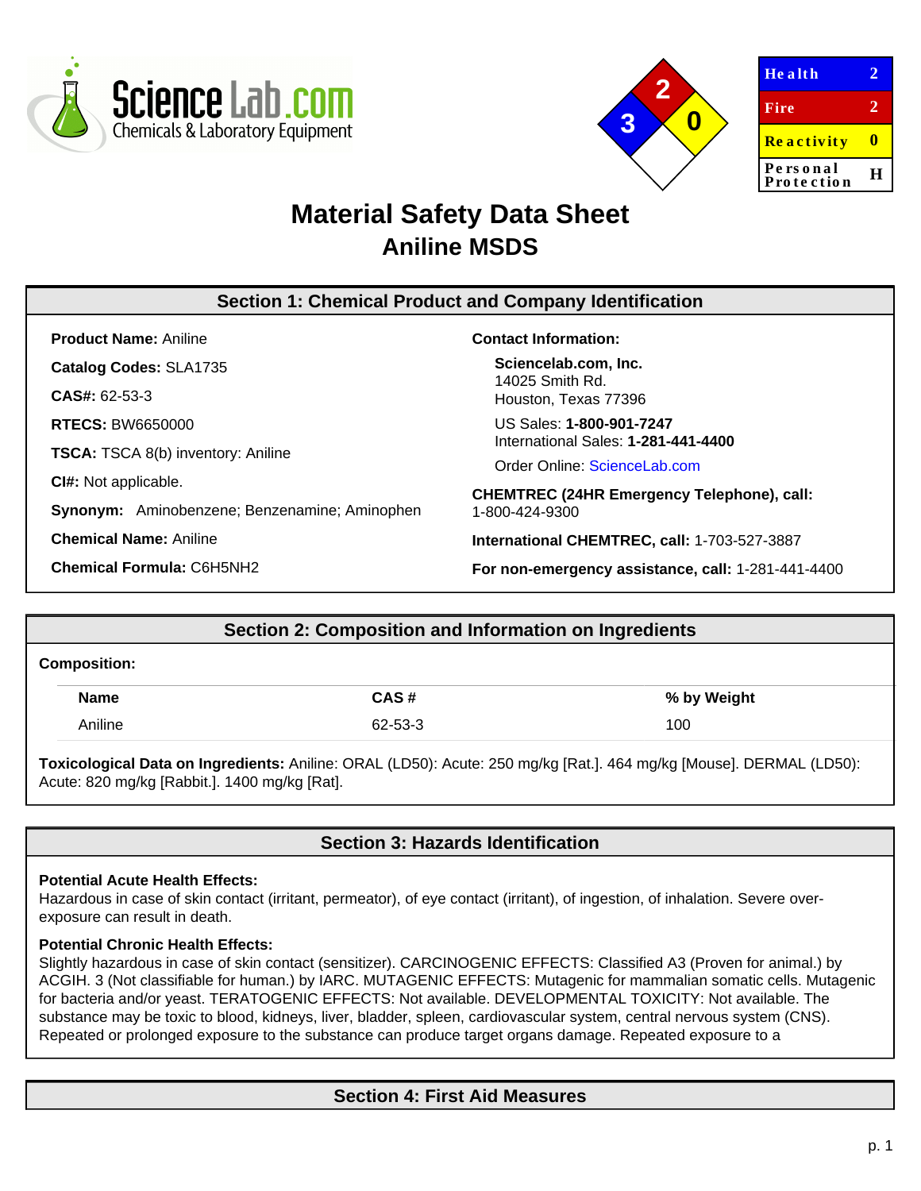| Health | 2 |
|---|---|
| Fire | 2 |
| Reactivity | 0 |
| Personal Protection | H |

# Material Safety Data Sheet
## Aniline MSDS

## Section 1: Chemical Product and Company Identification

**Product Name:** Aniline

**Catalog Codes:** SLA1735

**CAS#:** 62-53-3

**RTECS:** BW6650000

**TSCA:** TSCA 8(b) inventory: Aniline

**CI#:** Not applicable.

**Synonym:** Aminobenzene; Benzenamine; Aminophen

**Chemical Name:** Aniline

**Chemical Formula:** C6H5NH2

**Contact Information:**

**Sciencelab.com, Inc.**
14025 Smith Rd.
Houston, Texas 77396

US Sales: **1-800-901-7247**
International Sales: **1-281-441-4400**

Order Online: ScienceLab.com

**CHEMTREC (24HR Emergency Telephone), call:**
1-800-424-9300

**International CHEMTREC, call:** 1-703-527-3887

**For non-emergency assistance, call:** 1-281-441-4400

## Section 2: Composition and Information on Ingredients

**Composition:**

| Name | CAS # | % by Weight |
|---|---|---|
| Aniline | 62-53-3 | 100 |

**Toxicological Data on Ingredients:** Aniline: ORAL (LD50): Acute: 250 mg/kg [Rat.]. 464 mg/kg [Mouse]. DERMAL (LD50): Acute: 820 mg/kg [Rabbit.]. 1400 mg/kg [Rat].

## Section 3: Hazards Identification

**Potential Acute Health Effects:**
Hazardous in case of skin contact (irritant, permeator), of eye contact (irritant), of ingestion, of inhalation. Severe over-exposure can result in death.

**Potential Chronic Health Effects:**
Slightly hazardous in case of skin contact (sensitizer). CARCINOGENIC EFFECTS: Classified A3 (Proven for animal.) by ACGIH. 3 (Not classifiable for human.) by IARC. MUTAGENIC EFFECTS: Mutagenic for mammalian somatic cells. Mutagenic for bacteria and/or yeast. TERATOGENIC EFFECTS: Not available. DEVELOPMENTAL TOXICITY: Not available. The substance may be toxic to blood, kidneys, liver, bladder, spleen, cardiovascular system, central nervous system (CNS). Repeated or prolonged exposure to the substance can produce target organs damage. Repeated exposure to a

## Section 4: First Aid Measures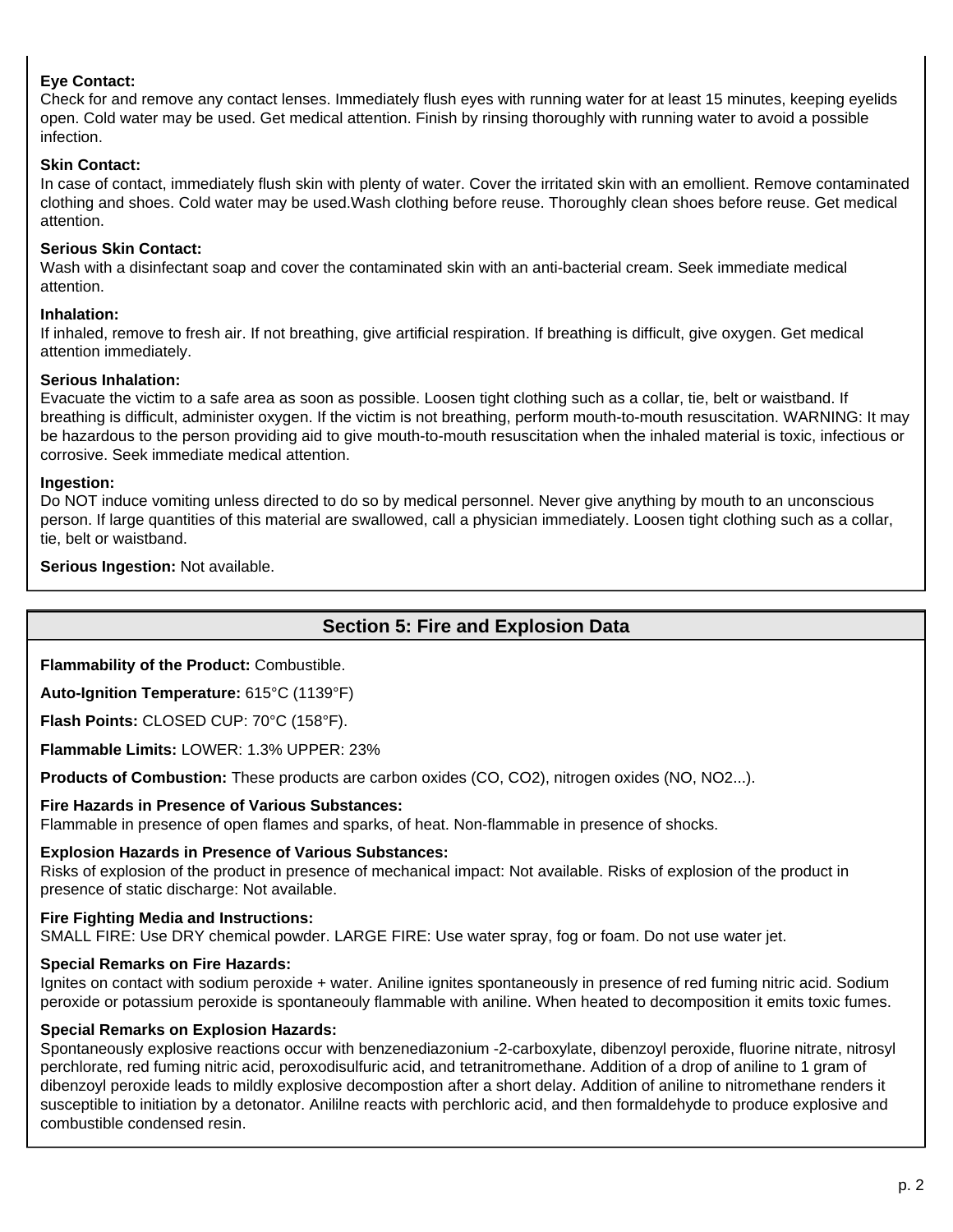**Eye Contact:**
Check for and remove any contact lenses. Immediately flush eyes with running water for at least 15 minutes, keeping eyelids open. Cold water may be used. Get medical attention. Finish by rinsing thoroughly with running water to avoid a possible infection.

**Skin Contact:**
In case of contact, immediately flush skin with plenty of water. Cover the irritated skin with an emollient. Remove contaminated clothing and shoes. Cold water may be used.Wash clothing before reuse. Thoroughly clean shoes before reuse. Get medical attention.

**Serious Skin Contact:**
Wash with a disinfectant soap and cover the contaminated skin with an anti-bacterial cream. Seek immediate medical attention.

**Inhalation:**
If inhaled, remove to fresh air. If not breathing, give artificial respiration. If breathing is difficult, give oxygen. Get medical attention immediately.

**Serious Inhalation:**
Evacuate the victim to a safe area as soon as possible. Loosen tight clothing such as a collar, tie, belt or waistband. If breathing is difficult, administer oxygen. If the victim is not breathing, perform mouth-to-mouth resuscitation. WARNING: It may be hazardous to the person providing aid to give mouth-to-mouth resuscitation when the inhaled material is toxic, infectious or corrosive. Seek immediate medical attention.

**Ingestion:**
Do NOT induce vomiting unless directed to do so by medical personnel. Never give anything by mouth to an unconscious person. If large quantities of this material are swallowed, call a physician immediately. Loosen tight clothing such as a collar, tie, belt or waistband.

**Serious Ingestion:** Not available.

## Section 5: Fire and Explosion Data

**Flammability of the Product:** Combustible.

**Auto-Ignition Temperature:** 615°C (1139°F)

**Flash Points:** CLOSED CUP: 70°C (158°F).

**Flammable Limits:** LOWER: 1.3% UPPER: 23%

**Products of Combustion:** These products are carbon oxides (CO, $CO_2$), nitrogen oxides (NO, $NO_2$...).

**Fire Hazards in Presence of Various Substances:**
Flammable in presence of open flames and sparks, of heat. Non-flammable in presence of shocks.

**Explosion Hazards in Presence of Various Substances:**
Risks of explosion of the product in presence of mechanical impact: Not available. Risks of explosion of the product in presence of static discharge: Not available.

**Fire Fighting Media and Instructions:**
SMALL FIRE: Use DRY chemical powder. LARGE FIRE: Use water spray, fog or foam. Do not use water jet.

**Special Remarks on Fire Hazards:**
Ignites on contact with sodium peroxide + water. Aniline ignites spontaneously in presence of red fuming nitric acid. Sodium peroxide or potassium peroxide is spontaneouly flammable with aniline. When heated to decomposition it emits toxic fumes.

**Special Remarks on Explosion Hazards:**
Spontaneously explosive reactions occur with benzenediazonium -2-carboxylate, dibenzoyl peroxide, fluorine nitrate, nitrosyl perchlorate, red fuming nitric acid, peroxodisulfuric acid, and tetranitromethane. Addition of a drop of aniline to 1 gram of dibenzoyl peroxide leads to mildly explosive decompostion after a short delay. Addition of aniline to nitromethane renders it susceptible to initiation by a detonator. Anililne reacts with perchloric acid, and then formaldehyde to produce explosive and combustible condensed resin.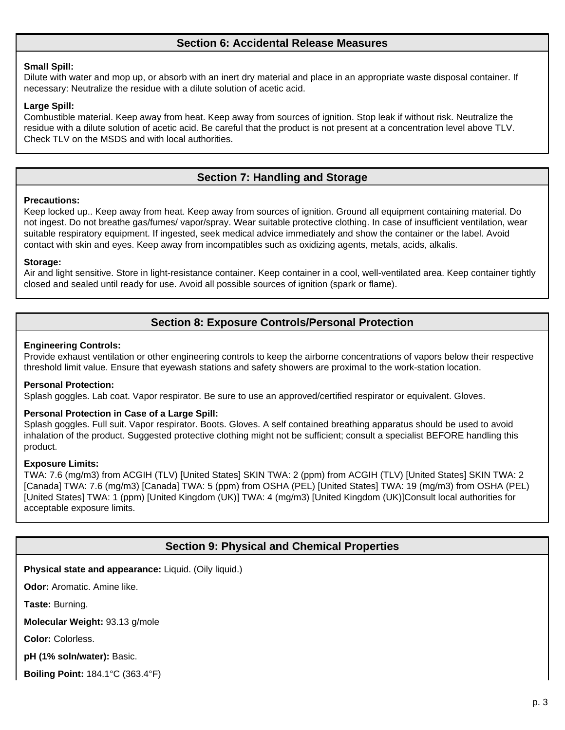## Section 6: Accidental Release Measures

**Small Spill:**
Dilute with water and mop up, or absorb with an inert dry material and place in an appropriate waste disposal container. If necessary: Neutralize the residue with a dilute solution of acetic acid.

**Large Spill:**
Combustible material. Keep away from heat. Keep away from sources of ignition. Stop leak if without risk. Neutralize the residue with a dilute solution of acetic acid. Be careful that the product is not present at a concentration level above TLV. Check TLV on the MSDS and with local authorities.

## Section 7: Handling and Storage

**Precautions:**
Keep locked up.. Keep away from heat. Keep away from sources of ignition. Ground all equipment containing material. Do not ingest. Do not breathe gas/fumes/ vapor/spray. Wear suitable protective clothing. In case of insufficient ventilation, wear suitable respiratory equipment. If ingested, seek medical advice immediately and show the container or the label. Avoid contact with skin and eyes. Keep away from incompatibles such as oxidizing agents, metals, acids, alkalis.

**Storage:**
Air and light sensitive. Store in light-resistance container. Keep container in a cool, well-ventilated area. Keep container tightly closed and sealed until ready for use. Avoid all possible sources of ignition (spark or flame).

## Section 8: Exposure Controls/Personal Protection

**Engineering Controls:**
Provide exhaust ventilation or other engineering controls to keep the airborne concentrations of vapors below their respective threshold limit value. Ensure that eyewash stations and safety showers are proximal to the work-station location.

**Personal Protection:**
Splash goggles. Lab coat. Vapor respirator. Be sure to use an approved/certified respirator or equivalent. Gloves.

**Personal Protection in Case of a Large Spill:**
Splash goggles. Full suit. Vapor respirator. Boots. Gloves. A self contained breathing apparatus should be used to avoid inhalation of the product. Suggested protective clothing might not be sufficient; consult a specialist BEFORE handling this product.

**Exposure Limits:**
TWA: 7.6 (mg/m3) from ACGIH (TLV) [United States] SKIN TWA: 2 (ppm) from ACGIH (TLV) [United States] SKIN TWA: 2 [Canada] TWA: 7.6 (mg/m3) [Canada] TWA: 5 (ppm) from OSHA (PEL) [United States] TWA: 19 (mg/m3) from OSHA (PEL) [United States] TWA: 1 (ppm) [United Kingdom (UK)] TWA: 4 (mg/m3) [United Kingdom (UK)]Consult local authorities for acceptable exposure limits.

## Section 9: Physical and Chemical Properties

**Physical state and appearance:** Liquid. (Oily liquid.)

**Odor:** Aromatic. Amine like.

**Taste:** Burning.

**Molecular Weight:** 93.13 g/mole

**Color:** Colorless.

**pH (1% soln/water):** Basic.

**Boiling Point:** 184.1°C (363.4°F)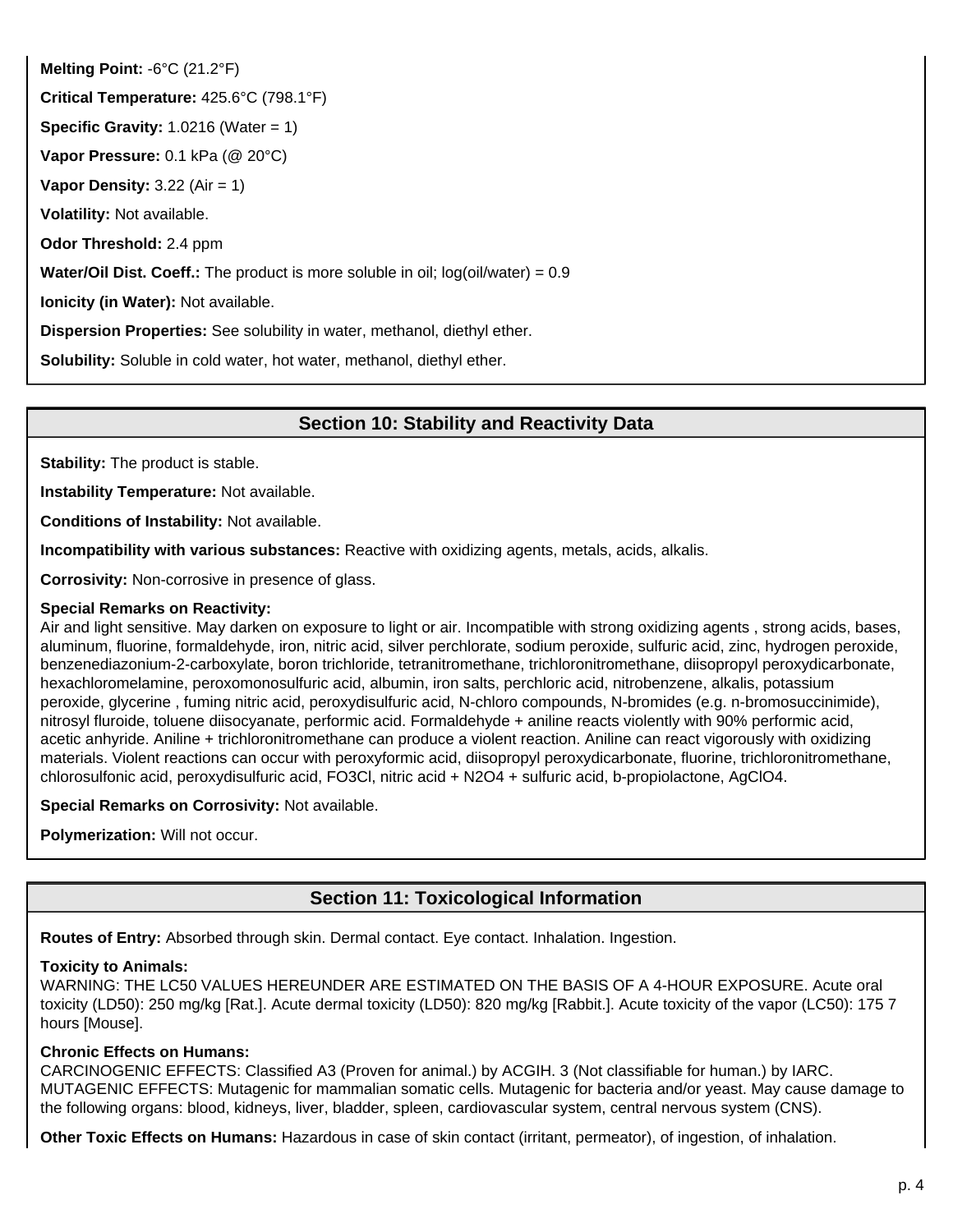**Melting Point:** -6°C (21.2°F)

**Critical Temperature:** 425.6°C (798.1°F)

**Specific Gravity:** 1.0216 (Water = 1)

**Vapor Pressure:** 0.1 kPa (@ 20°C)

**Vapor Density:** 3.22 (Air = 1)

**Volatility:** Not available.

**Odor Threshold:** 2.4 ppm

**Water/Oil Dist. Coeff.:** The product is more soluble in oil; log(oil/water) = 0.9

**Ionicity (in Water):** Not available.

**Dispersion Properties:** See solubility in water, methanol, diethyl ether.

**Solubility:** Soluble in cold water, hot water, methanol, diethyl ether.

## Section 10: Stability and Reactivity Data

**Stability:** The product is stable.

**Instability Temperature:** Not available.

**Conditions of Instability:** Not available.

**Incompatibility with various substances:** Reactive with oxidizing agents, metals, acids, alkalis.

**Corrosivity:** Non-corrosive in presence of glass.

**Special Remarks on Reactivity:**
Air and light sensitive. May darken on exposure to light or air. Incompatible with strong oxidizing agents , strong acids, bases, aluminum, fluorine, formaldehyde, iron, nitric acid, silver perchlorate, sodium peroxide, sulfuric acid, zinc, hydrogen peroxide, benzenediazonium-2-carboxylate, boron trichloride, tetranitromethane, trichloronitromethane, diisopropyl peroxydicarbonate, hexachloromelamine, peroxomonosulfuric acid, albumin, iron salts, perchloric acid, nitrobenzene, alkalis, potassium peroxide, glycerine , fuming nitric acid, peroxydisulfuric acid, N-chloro compounds, N-bromides (e.g. n-bromosuccinimide), nitrosyl fluroide, toluene diisocyanate, performic acid. Formaldehyde + aniline reacts violently with 90% performic acid, acetic anhyride. Aniline + trichloronitromethane can produce a violent reaction. Aniline can react vigorously with oxidizing materials. Violent reactions can occur with peroxyformic acid, diisopropyl peroxydicarbonate, fluorine, trichloronitromethane, chlorosulfonic acid, peroxydisulfuric acid, $FO_3Cl$, nitric acid + $N_2O_4$ + sulfuric acid, b-propiolactone, $AgClO_4$.

**Special Remarks on Corrosivity:** Not available.

**Polymerization:** Will not occur.

## Section 11: Toxicological Information

**Routes of Entry:** Absorbed through skin. Dermal contact. Eye contact. Inhalation. Ingestion.

**Toxicity to Animals:**
WARNING: THE LC50 VALUES HEREUNDER ARE ESTIMATED ON THE BASIS OF A 4-HOUR EXPOSURE. Acute oral toxicity (LD50): 250 mg/kg [Rat.]. Acute dermal toxicity (LD50): 820 mg/kg [Rabbit.]. Acute toxicity of the vapor (LC50): 175 7 hours [Mouse].

**Chronic Effects on Humans:**
CARCINOGENIC EFFECTS: Classified A3 (Proven for animal.) by ACGIH. 3 (Not classifiable for human.) by IARC. MUTAGENIC EFFECTS: Mutagenic for mammalian somatic cells. Mutagenic for bacteria and/or yeast. May cause damage to the following organs: blood, kidneys, liver, bladder, spleen, cardiovascular system, central nervous system (CNS).

**Other Toxic Effects on Humans:** Hazardous in case of skin contact (irritant, permeator), of ingestion, of inhalation.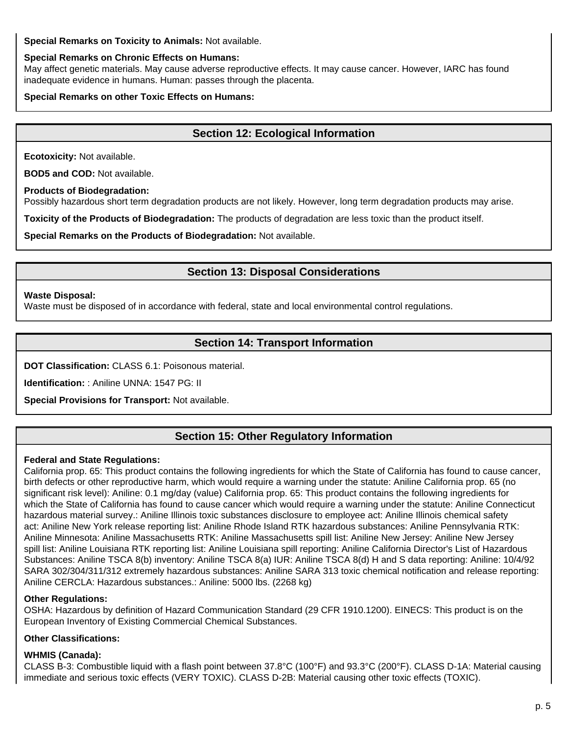**Special Remarks on Toxicity to Animals:** Not available.

**Special Remarks on Chronic Effects on Humans:**
May affect genetic materials. May cause adverse reproductive effects. It may cause cancer. However, IARC has found inadequate evidence in humans. Human: passes through the placenta.

**Special Remarks on other Toxic Effects on Humans:**

## Section 12: Ecological Information

**Ecotoxicity:** Not available.

**BOD5 and COD:** Not available.

**Products of Biodegradation:**
Possibly hazardous short term degradation products are not likely. However, long term degradation products may arise.

**Toxicity of the Products of Biodegradation:** The products of degradation are less toxic than the product itself.

**Special Remarks on the Products of Biodegradation:** Not available.

## Section 13: Disposal Considerations

**Waste Disposal:**
Waste must be disposed of in accordance with federal, state and local environmental control regulations.

## Section 14: Transport Information

**DOT Classification:** CLASS 6.1: Poisonous material.

**Identification:** : Aniline UNNA: 1547 PG: II

**Special Provisions for Transport:** Not available.

## Section 15: Other Regulatory Information

**Federal and State Regulations:**
California prop. 65: This product contains the following ingredients for which the State of California has found to cause cancer, birth defects or other reproductive harm, which would require a warning under the statute: Aniline California prop. 65 (no significant risk level): Aniline: 0.1 mg/day (value) California prop. 65: This product contains the following ingredients for which the State of California has found to cause cancer which would require a warning under the statute: Aniline Connecticut hazardous material survey.: Aniline Illinois toxic substances disclosure to employee act: Aniline Illinois chemical safety act: Aniline New York release reporting list: Aniline Rhode Island RTK hazardous substances: Aniline Pennsylvania RTK: Aniline Minnesota: Aniline Massachusetts RTK: Aniline Massachusetts spill list: Aniline New Jersey: Aniline New Jersey spill list: Aniline Louisiana RTK reporting list: Aniline Louisiana spill reporting: Aniline California Director's List of Hazardous Substances: Aniline TSCA 8(b) inventory: Aniline TSCA 8(a) IUR: Aniline TSCA 8(d) H and S data reporting: Aniline: 10/4/92 SARA 302/304/311/312 extremely hazardous substances: Aniline SARA 313 toxic chemical notification and release reporting: Aniline CERCLA: Hazardous substances.: Aniline: 5000 lbs. (2268 kg)

**Other Regulations:**
OSHA: Hazardous by definition of Hazard Communication Standard (29 CFR 1910.1200). EINECS: This product is on the European Inventory of Existing Commercial Chemical Substances.

**Other Classifications:**

**WHMIS (Canada):**
CLASS B-3: Combustible liquid with a flash point between 37.8°C (100°F) and 93.3°C (200°F). CLASS D-1A: Material causing immediate and serious toxic effects (VERY TOXIC). CLASS D-2B: Material causing other toxic effects (TOXIC).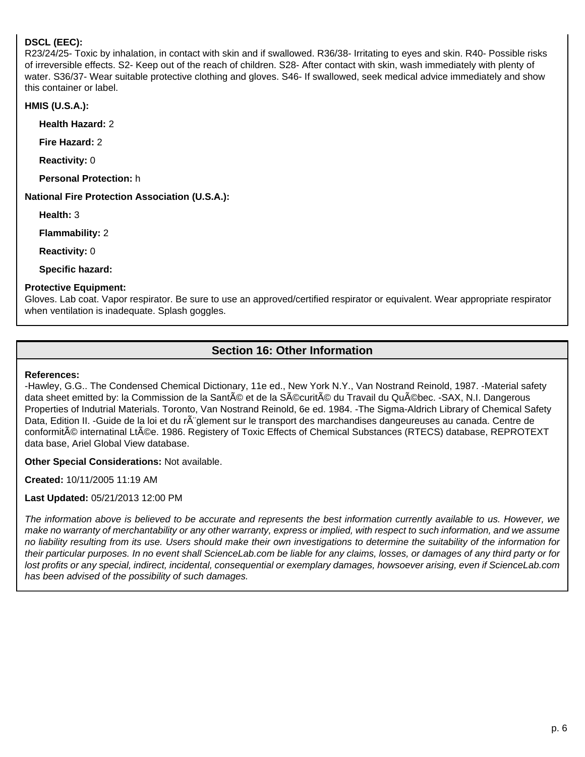**DSCL (EEC):**
R23/24/25- Toxic by inhalation, in contact with skin and if swallowed. R36/38- Irritating to eyes and skin. R40- Possible risks of irreversible effects. S2- Keep out of the reach of children. S28- After contact with skin, wash immediately with plenty of water. S36/37- Wear suitable protective clothing and gloves. S46- If swallowed, seek medical advice immediately and show this container or label.

**HMIS (U.S.A.):**

**Health Hazard:** 2

**Fire Hazard:** 2

**Reactivity:** 0

**Personal Protection:** h

**National Fire Protection Association (U.S.A.):**

**Health:** 3

**Flammability:** 2

**Reactivity:** 0

**Specific hazard:**

**Protective Equipment:**
Gloves. Lab coat. Vapor respirator. Be sure to use an approved/certified respirator or equivalent. Wear appropriate respirator when ventilation is inadequate. Splash goggles.

## Section 16: Other Information

**References:**
-Hawley, G.G.. The Condensed Chemical Dictionary, 11e ed., New York N.Y., Van Nostrand Reinold, 1987. -Material safety data sheet emitted by: la Commission de la SantÃ© et de la SÃ©curitÃ© du Travail du QuÃ©bec. -SAX, N.I. Dangerous Properties of Indutrial Materials. Toronto, Van Nostrand Reinold, 6e ed. 1984. -The Sigma-Aldrich Library of Chemical Safety Data, Edition II. -Guide de la loi et du rÃ¨glement sur le transport des marchandises dangeureuses au canada. Centre de conformitÃ© internatinal LtÃ©e. 1986. Registery of Toxic Effects of Chemical Substances (RTECS) database, REPROTEXT data base, Ariel Global View database.

**Other Special Considerations:** Not available.

**Created:** 10/11/2005 11:19 AM

**Last Updated:** 05/21/2013 12:00 PM

*The information above is believed to be accurate and represents the best information currently available to us. However, we make no warranty of merchantability or any other warranty, express or implied, with respect to such information, and we assume no liability resulting from its use. Users should make their own investigations to determine the suitability of the information for their particular purposes. In no event shall ScienceLab.com be liable for any claims, losses, or damages of any third party or for lost profits or any special, indirect, incidental, consequential or exemplary damages, howsoever arising, even if ScienceLab.com has been advised of the possibility of such damages.*